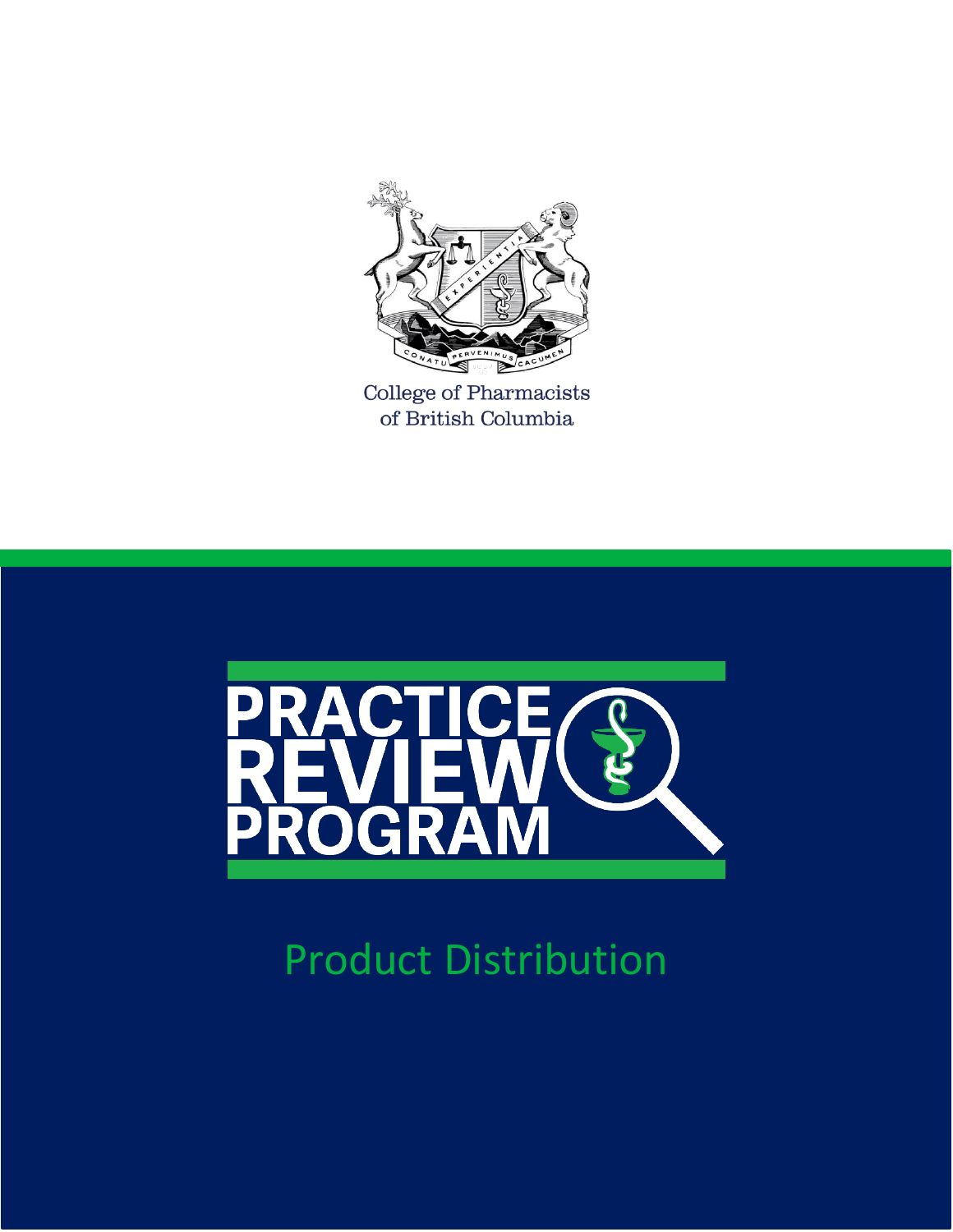College of Pharmacists of British Columbia

# PRACTICE REVIEW PROGRAM

## Product Distribution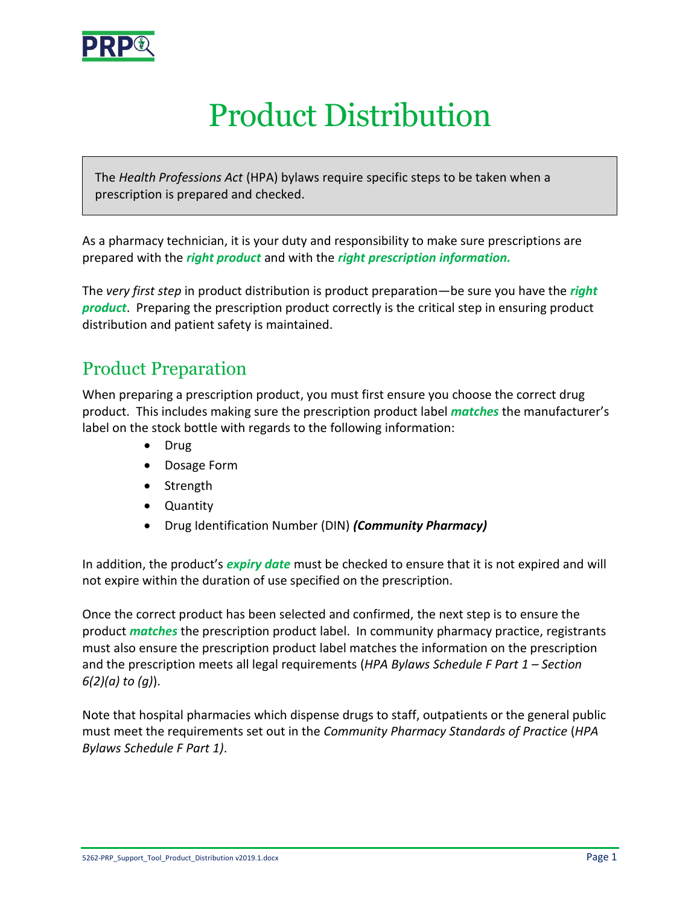# Product Distribution

The *Health Professions Act* (HPA) bylaws require specific steps to be taken when a prescription is prepared and checked.

As a pharmacy technician, it is your duty and responsibility to make sure prescriptions are prepared with the ***right product*** and with the ***right prescription information.***

The *very first step* in product distribution is product preparation—be sure you have the ***right product***. Preparing the prescription product correctly is the critical step in ensuring product distribution and patient safety is maintained.

## Product Preparation

When preparing a prescription product, you must first ensure you choose the correct drug product. This includes making sure the prescription product label ***matches*** the manufacturer's label on the stock bottle with regards to the following information:

- Drug
- Dosage Form
- Strength
- Quantity
- Drug Identification Number (DIN) ***(Community Pharmacy)***

In addition, the product's ***expiry date*** must be checked to ensure that it is not expired and will not expire within the duration of use specified on the prescription.

Once the correct product has been selected and confirmed, the next step is to ensure the product ***matches*** the prescription product label. In community pharmacy practice, registrants must also ensure the prescription product label matches the information on the prescription and the prescription meets all legal requirements (*HPA Bylaws Schedule F Part 1 – Section 6(2)(a) to (g)*).

Note that hospital pharmacies which dispense drugs to staff, outpatients or the general public must meet the requirements set out in the *Community Pharmacy Standards of Practice* (*HPA Bylaws Schedule F Part 1)*.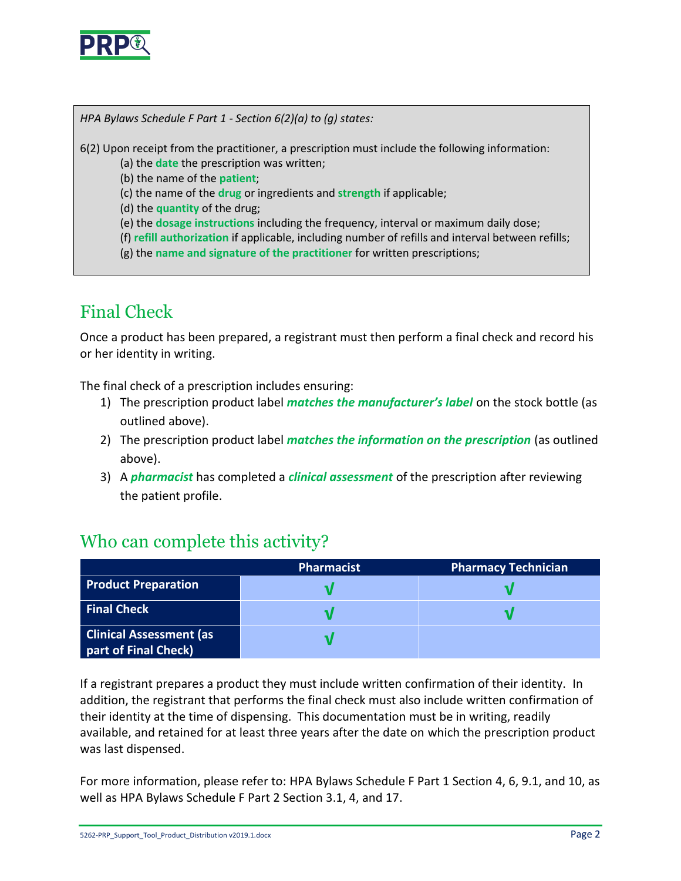*HPA Bylaws Schedule F Part 1 - Section 6(2)(a) to (g) states:*

6(2) Upon receipt from the practitioner, a prescription must include the following information:

- (a) the **date** the prescription was written;
- (b) the name of the **patient**;
- (c) the name of the **drug** or ingredients and **strength** if applicable;
- (d) the **quantity** of the drug;
- (e) the **dosage instructions** including the frequency, interval or maximum daily dose;
- (f) **refill authorization** if applicable, including number of refills and interval between refills;
- (g) the **name and signature of the practitioner** for written prescriptions;

## Final Check

Once a product has been prepared, a registrant must then perform a final check and record his or her identity in writing.

The final check of a prescription includes ensuring:

1) The prescription product label ***matches the manufacturer's label*** on the stock bottle (as outlined above).
2) The prescription product label ***matches the information on the prescription*** (as outlined above).
3) A ***pharmacist*** has completed a ***clinical assessment*** of the prescription after reviewing the patient profile.

## Who can complete this activity?

| | Pharmacist | Pharmacy Technician |
|---|---|---|
| **Product Preparation** | √ | √ |
| **Final Check** | √ | √ |
| **Clinical Assessment (as part of Final Check)** | √ | |

If a registrant prepares a product they must include written confirmation of their identity. In addition, the registrant that performs the final check must also include written confirmation of their identity at the time of dispensing. This documentation must be in writing, readily available, and retained for at least three years after the date on which the prescription product was last dispensed.

For more information, please refer to: HPA Bylaws Schedule F Part 1 Section 4, 6, 9.1, and 10, as well as HPA Bylaws Schedule F Part 2 Section 3.1, 4, and 17.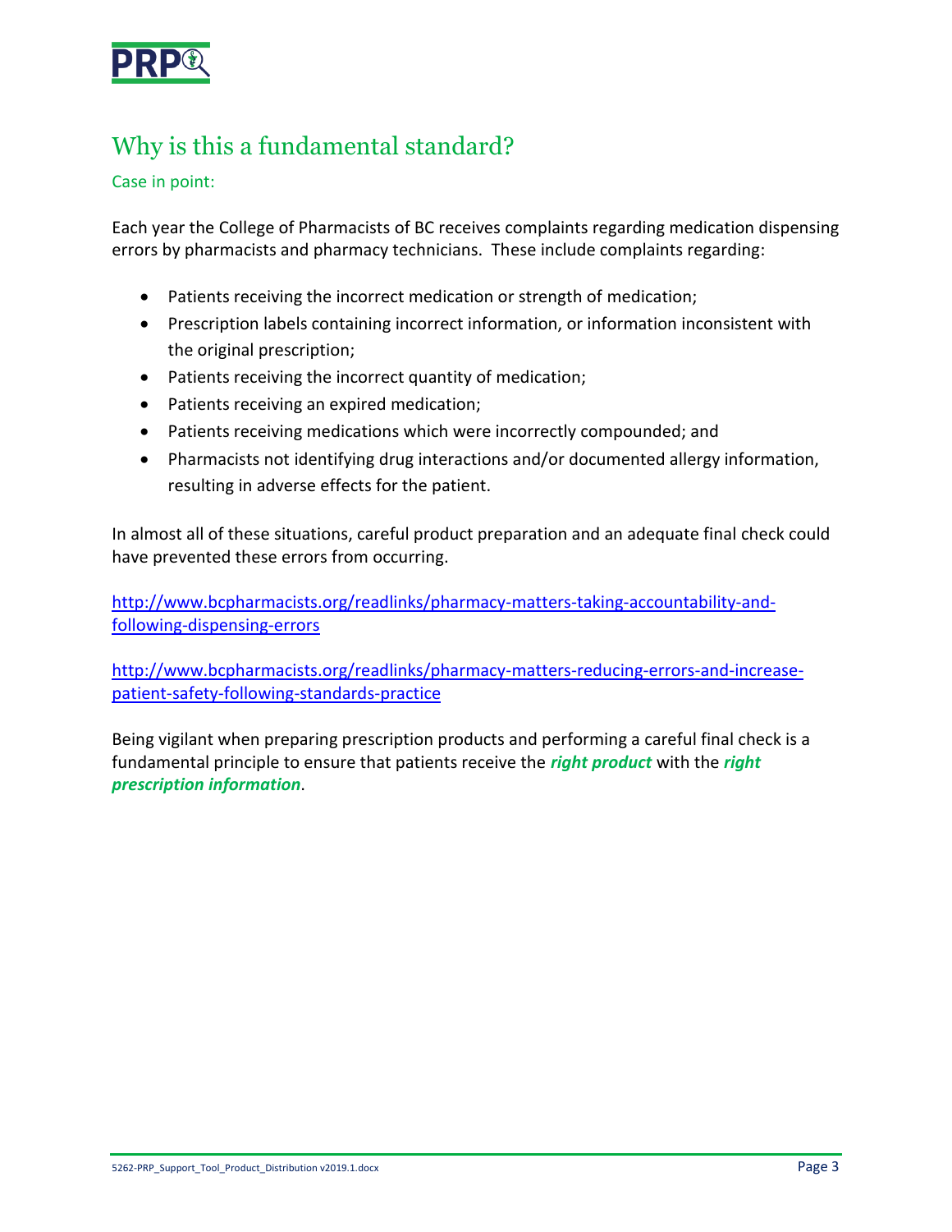## Why is this a fundamental standard?

### Case in point:

Each year the College of Pharmacists of BC receives complaints regarding medication dispensing errors by pharmacists and pharmacy technicians. These include complaints regarding:

- Patients receiving the incorrect medication or strength of medication;
- Prescription labels containing incorrect information, or information inconsistent with the original prescription;
- Patients receiving the incorrect quantity of medication;
- Patients receiving an expired medication;
- Patients receiving medications which were incorrectly compounded; and
- Pharmacists not identifying drug interactions and/or documented allergy information, resulting in adverse effects for the patient.

In almost all of these situations, careful product preparation and an adequate final check could have prevented these errors from occurring.

http://www.bcpharmacists.org/readlinks/pharmacy-matters-taking-accountability-and-following-dispensing-errors

http://www.bcpharmacists.org/readlinks/pharmacy-matters-reducing-errors-and-increase-patient-safety-following-standards-practice

Being vigilant when preparing prescription products and performing a careful final check is a fundamental principle to ensure that patients receive the ***right product*** with the ***right prescription information***.